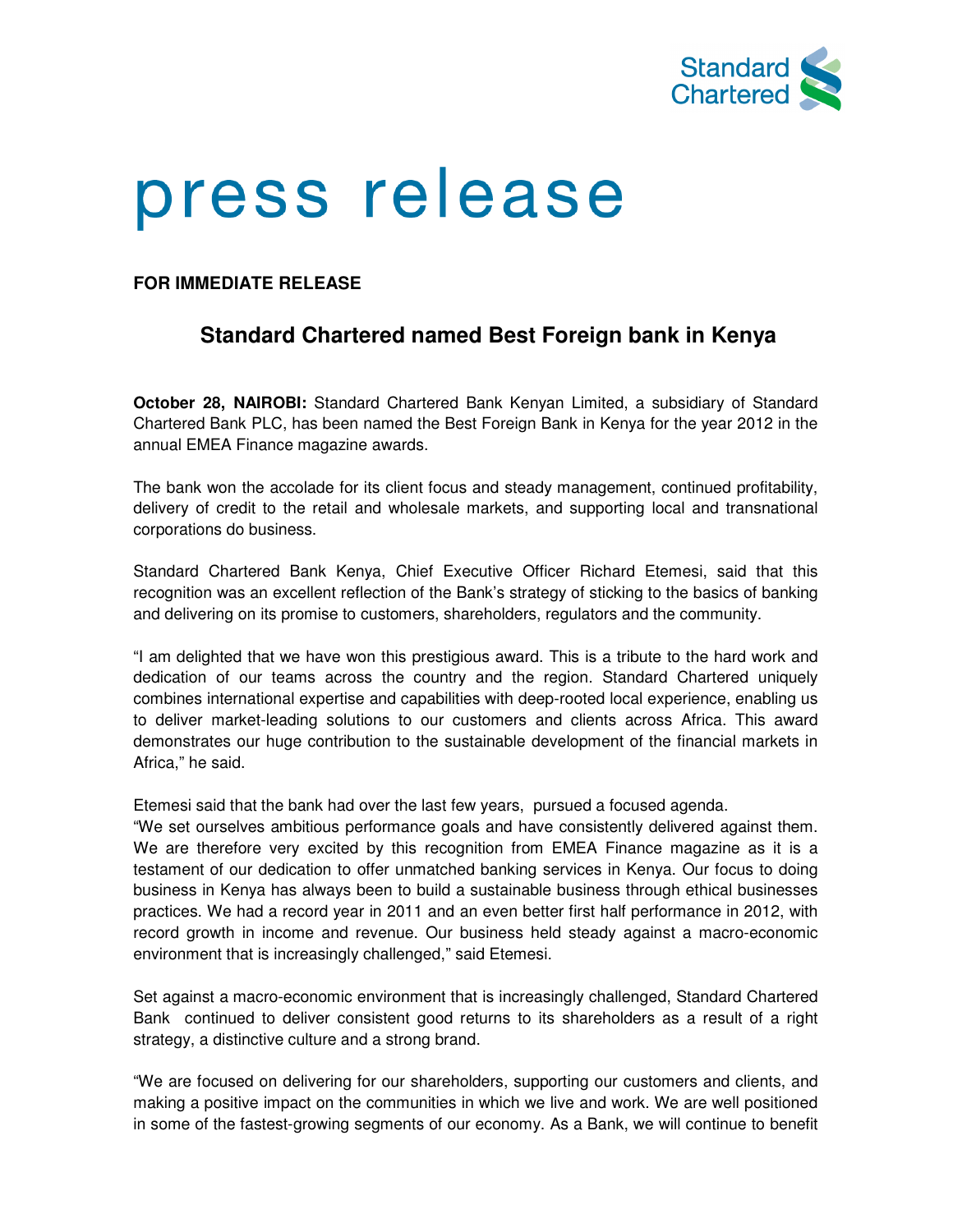Standard Chartered

# press release

**FOR IMMEDIATE RELEASE**

## Standard Chartered named Best Foreign bank in Kenya

**October 28, NAIROBI:** Standard Chartered Bank Kenyan Limited, a subsidiary of Standard Chartered Bank PLC, has been named the Best Foreign Bank in Kenya for the year 2012 in the annual EMEA Finance magazine awards.

The bank won the accolade for its client focus and steady management, continued profitability, delivery of credit to the retail and wholesale markets, and supporting local and transnational corporations do business.

Standard Chartered Bank Kenya, Chief Executive Officer Richard Etemesi, said that this recognition was an excellent reflection of the Bank's strategy of sticking to the basics of banking and delivering on its promise to customers, shareholders, regulators and the community.

"I am delighted that we have won this prestigious award. This is a tribute to the hard work and dedication of our teams across the country and the region. Standard Chartered uniquely combines international expertise and capabilities with deep-rooted local experience, enabling us to deliver market-leading solutions to our customers and clients across Africa. This award demonstrates our huge contribution to the sustainable development of the financial markets in Africa," he said.

Etemesi said that the bank had over the last few years, pursued a focused agenda.
"We set ourselves ambitious performance goals and have consistently delivered against them. We are therefore very excited by this recognition from EMEA Finance magazine as it is a testament of our dedication to offer unmatched banking services in Kenya. Our focus to doing business in Kenya has always been to build a sustainable business through ethical businesses practices. We had a record year in 2011 and an even better first half performance in 2012, with record growth in income and revenue. Our business held steady against a macro-economic environment that is increasingly challenged," said Etemesi.

Set against a macro-economic environment that is increasingly challenged, Standard Chartered Bank continued to deliver consistent good returns to its shareholders as a result of a right strategy, a distinctive culture and a strong brand.

"We are focused on delivering for our shareholders, supporting our customers and clients, and making a positive impact on the communities in which we live and work. We are well positioned in some of the fastest-growing segments of our economy. As a Bank, we will continue to benefit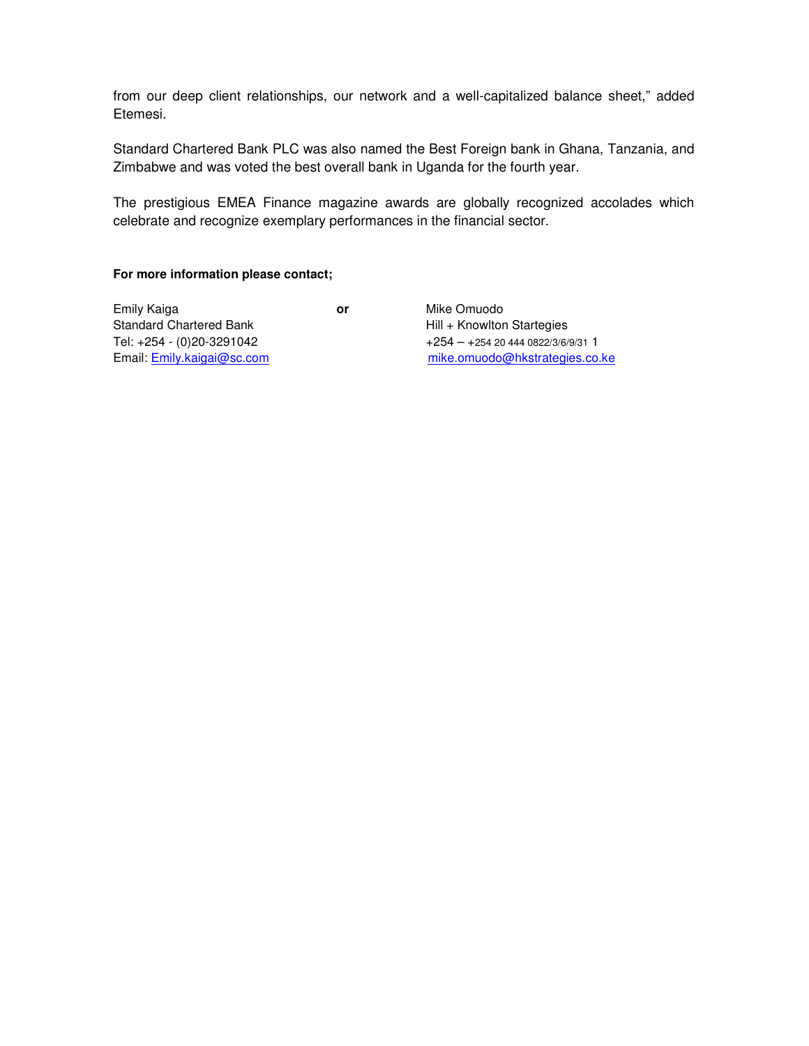from our deep client relationships, our network and a well-capitalized balance sheet," added Etemesi.

Standard Chartered Bank PLC was also named the Best Foreign bank in Ghana, Tanzania, and Zimbabwe and was voted the best overall bank in Uganda for the fourth year.

The prestigious EMEA Finance magazine awards are globally recognized accolades which celebrate and recognize exemplary performances in the financial sector.

**For more information please contact;**

Emily Kaiga
Standard Chartered Bank
Tel: +254 - (0)20-3291042
Email: Emily.kaigai@sc.com

**or**

Mike Omuodo
Hill + Knowlton Startegies
+254 – +254 20 444 0822/3/6/9/31 1
mike.omuodo@hkstrategies.co.ke